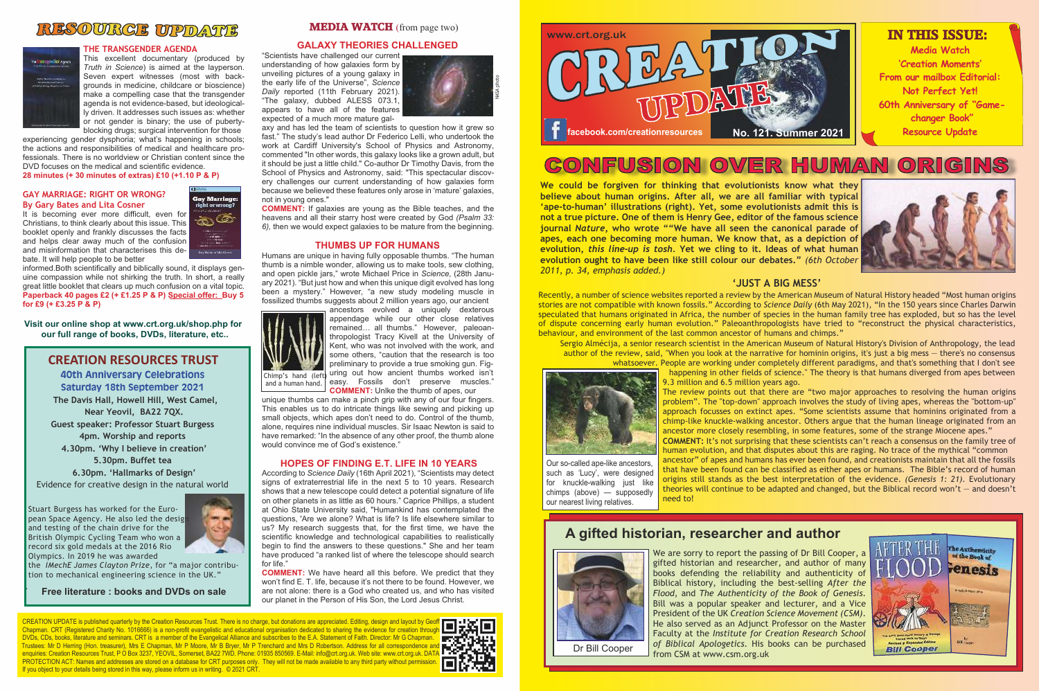# RESOURCE UPDATE

### THE TRANSGENDER AGENDA

This excellent documentary (produced by *Truth in Science*) is aimed at the layperson. Seven expert witnesses (most with backgrounds in medicine, childcare or bioscience) make a compelling case that the transgender agenda is not evidence-based, but ideologically driven. It addresses such issues as: whether or not gender is binary; the use of puberty-blocking drugs; surgical intervention for those experiencing gender dysphoria; what's happening in schools; the actions and responsibilities of medical and healthcare professionals. There is no worldview or Christian content since the DVD focuses on the medical and scientific evidence.

**28 minutes (+ 30 minutes of extras) £10 (+1.10 P & P)**

### GAY MARRIAGE: RIGHT OR WRONG?
**By Gary Bates and Lita Cosner**

It is becoming ever more difficult, even for Christians, to think clearly about this issue. This booklet openly and frankly discusses the facts and helps clear away much of the confusion and misinformation that characterises this debate. It will help people to be better informed.Both scientifically and biblically sound, it displays genuine compassion while not shirking the truth. In short, a really great little booklet that clears up much confusion on a vital topic.

**Paperback 40 pages £2 (+ £1.25 P & P) Special offer: Buy 5 for £9 (+ £3.25 P & P)**

**Visit our online shop at www.crt.org.uk/shop.php for our full range of books, DVDs, literature, etc..**

## CREATION RESOURCES TRUST

**40th Anniversary Celebrations**
**Saturday 18th September 2021**

**The Davis Hall, Howell Hill, West Camel, Near Yeovil, BA22 7QX.**

**Guest speaker: Professor Stuart Burgess**

**4pm. Worship and reports**
**4.30pm. 'Why I believe in creation'**
**5.30pm. Buffet tea**
**6.30pm. 'Hallmarks of Design'**

Evidence for creative design in the natural world

Stuart Burgess has worked for the European Space Agency. He also led the design and testing of the chain drive for the British Olympic Cycling Team who won a record six gold medals at the 2016 Rio Olympics. In 2019 he was awarded the *IMechE James Clayton Prize*, for "a major contribution to mechanical engineering science in the UK."

**Free literature : books and DVDs on sale**

## MEDIA WATCH (from page two)

### GALAXY THEORIES CHALLENGED

"Scientists have challenged our current understanding of how galaxies form by unveiling pictures of a young galaxy in the early life of the Universe", *Science Daily* reported (11th February 2021). "The galaxy, dubbed ALESS 073.1, appears to have all of the features expected of a much more mature galaxy and has led the team of scientists to question how it grew so fast." The study's lead author Dr Federico Lelli, who undertook the work at Cardiff University's School of Physics and Astronomy, commented "In other words, this galaxy looks like a grown adult, but it should be just a little child." Co-author Dr Timothy Davis, from the School of Physics and Astronomy, said: "This spectacular discovery challenges our current understanding of how galaxies form because we believed these features only arose in 'mature' galaxies, not in young ones."

NASA photo

**COMMENT:** If galaxies are young as the Bible teaches, and the heavens and all their starry host were created by God *(Psalm 33: 6)*, then we would expect galaxies to be mature from the beginning.

### THUMBS UP FOR HUMANS

Humans are unique in having fully opposable thumbs. "The human thumb is a nimble wonder, allowing us to make tools, sew clothing, and open pickle jars," wrote Michael Price in *Science*, (28th January 2021). "But just how and when this unique digit evolved has long been a mystery." However, "a new study modeling muscle in fossilized thumbs suggests about 2 million years ago, our ancient ancestors evolved a uniquely dexterous appendage while our other close relatives remained… all thumbs." However, paleoanthropologist Tracy Kivell at the University of Kent, who was not involved with the work, and some others, "caution that the research is too preliminary to provide a true smoking gun. Figuring out how ancient thumbs worked isn't easy. Fossils don't preserve muscles."

Chimp's hand (left) and a human hand.

**COMMENT:** Unlike the thumb of apes, our unique thumbs can make a pinch grip with any of our four fingers. This enables us to do intricate things like sewing and picking up small objects, which apes don't need to do. Control of the thumb, alone, requires nine individual muscles. Sir Isaac Newton is said to have remarked: "In the absence of any other proof, the thumb alone would convince me of God's existence."

### HOPES OF FINDING E.T. LIFE IN 10 YEARS

According to *Science Daily* (16th April 2021), "Scientists may detect signs of extraterrestrial life in the next 5 to 10 years. Research shows that a new telescope could detect a potential signature of life on other planets in as little as 60 hours." Caprice Phillips, a student at Ohio State University said, "Humankind has contemplated the questions, 'Are we alone? What is life? Is life elsewhere similar to us? My research suggests that, for the first time, we have the scientific knowledge and technological capabilities to realistically begin to find the answers to these questions." She and her team have produced "a ranked list of where the telescope should search for life."

**COMMENT:** We have heard all this before. We predict that they won't find E. T. life, because it's not there to be found. However, we are not alone: there is a God who created us, and who has visited our planet in the Person of His Son, the Lord Jesus Christ.

CREATION UPDATE is published quarterly by the Creation Resources Trust. There is no charge, but donations are appreciated. Editing, design and layout by Geoff Chapman. CRT (Registered Charity No. 1016666) is a non-profit evangelistic and educational organisation dedicated to sharing the evidence for creation through DVDs, CDs, books, literature and seminars. CRT is a member of the Evangelical Alliance and subscribes to the E.A. Statement of Faith. Director: Mr G Chapman. Trustees: Mr D Herring (Hon. treasurer), Mrs E Chapman, Mr P Moore, Mr B Bryer, Mr P Trenchard and Mrs D Robertson. Address for all correspondence and enquiries: Creation Resources Trust, P O Box 3237, YEOVIL, Somerset, BA22 7WD. Phone: 01935 850569. E-Mail: info@crt.org.uk. Web site: www.crt.org.uk. DATA PROTECTION ACT: Names and addresses are stored on a database for CRT purposes only. They will not be made available to any third party without permission. If you object to your details being stored in this way, please inform us in writing. © 2021 CRT.

# CREATION UPDATE

www.crt.org.uk

facebook.com/creationresources

**No. 121. Summer 2021**

## IN THIS ISSUE:

- Media Watch
- 'Creation Moments'
- From our mailbox Editorial: Not Perfect Yet!
- 60th Anniversary of "Game-changer Book"
- Resource Update

# CONFUSION OVER HUMAN ORIGINS

**We could be forgiven for thinking that evolutionists know what they believe about human origins. After all, we are all familiar with typical 'ape-to-human' illustrations (right). Yet, some evolutionists admit this is not a true picture. One of them is Henry Gee, editor of the famous science journal *Nature*, who wrote ""We have all seen the canonical parade of apes, each one becoming more human. We know that, as a depiction of evolution, *this line-up is tosh*. Yet we cling to it. Ideas of what human evolution ought to have been like still colour our debates."** *(6th October 2011, p. 34, emphasis added.)*

### 'JUST A BIG MESS'

Recently, a number of science websites reported a review by the American Museum of Natural History headed "Most human origins stories are not compatible with known fossils." According to *Science Daily* (6th May 2021), "In the 150 years since Charles Darwin speculated that humans originated in Africa, the number of species in the human family tree has exploded, but so has the level of dispute concerning early human evolution." Paleoanthropologists have tried to "reconstruct the physical characteristics, behaviour, and environment of the last common ancestor of humans and chimps."

Sergio Almécija, a senior research scientist in the American Museum of Natural History's Division of Anthropology, the lead author of the review, said, "When you look at the narrative for hominin origins, it's just a big mess — there's no consensus whatsoever. People are working under completely different paradigms, and that's something that I don't see happening in other fields of science." The theory is that humans diverged from apes between 9.3 million and 6.5 million years ago.

The review points out that there are "two major approaches to resolving the human origins problem". The "top-down" approach involves the study of living apes, whereas the "bottom-up" approach focusses on extinct apes. "Some scientists assume that hominins originated from a chimp-like knuckle-walking ancestor. Others argue that the human lineage originated from an ancestor more closely resembling, in some features, some of the strange Miocene apes."

Our so-called ape-like ancestors, such as 'Lucy', were designed for knuckle-walking just like chimps (above) — supposedly our nearest living relatives.

**COMMENT:** It's not surprising that these scientists can't reach a consensus on the family tree of human evolution, and that disputes about this are raging. No trace of the mythical "common ancestor" of apes and humans has ever been found, and creationists maintain that all the fossils that have been found can be classified as either apes or humans. The Bible's record of human origins still stands as the best interpretation of the evidence. *(Genesis 1: 21)*. Evolutionary theories will continue to be adapted and changed, but the Biblical record won't — and doesn't need to!

## A gifted historian, researcher and author

Dr Bill Cooper

We are sorry to report the passing of Dr Bill Cooper, a gifted historian and researcher, and author of many books defending the reliability and authenticity of Biblical history, including the best-selling *After the Flood*, and *The Authenticity of the Book of Genesis*. Bill was a popular speaker and lecturer, and a Vice President of the UK *Creation Science Movement (CSM)*. He also served as an Adjunct Professor on the Master Faculty at the *Institute for Creation Research School of Biblical Apologetics*. His books can be purchased from CSM at www.csm.org.uk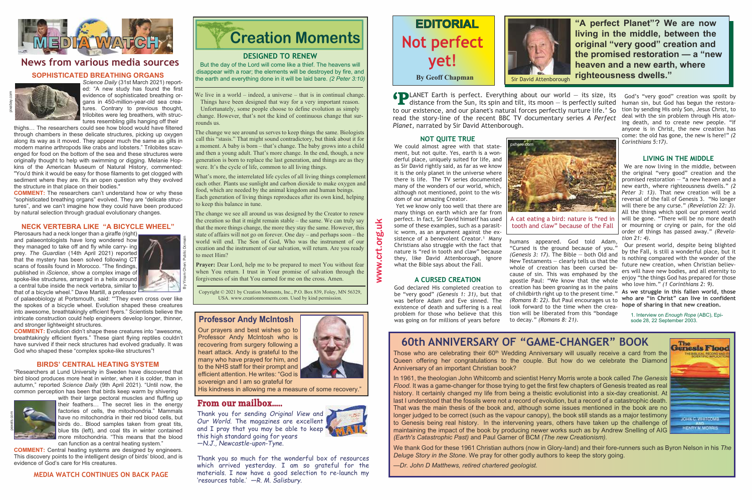# MEDIA WATCH

## News from various media sources

### SOPHISTICATED BREATHING ORGANS

*Science Daily* (31st March 2021) reported: "A new study has found the first evidence of sophisticated breathing organs in 450-million-year-old sea creatures. Contrary to previous thought, trilobites were leg breathers, with structures resembling gills hanging off their thighs… The researchers could see how blood would have filtered through chambers in these delicate structures, picking up oxygen along its way as it moved. They appear much the same as gills in modern marine arthropods like crabs and lobsters." Trilobites scavenged for food on the bottom of the sea and these structures were originally thought to help with swimming or digging. Melanie Hopkins of the American Museum of Natural History, commented: "You'd think it would be easy for those filaments to get clogged with sediment where they are. It's an open question why they evolved the structure in that place on their bodies."

**COMMENT:** The researchers can't understand how or why these "sophisticated breathing organs" evolved. They are "delicate structures", and we can't imagine how they could have been produced by natural selection through gradual evolutionary changes.

### NECK VERTEBRA LIKE "A BICYCLE WHEEL"

Pterosaurs had a neck longer than a giraffe (right) and palaeontologists have long wondered how they managed to take off and fly while carry- ing prey. *The Guardian* (14th April 2021) reported that the mystery has been solved following CT scans of fossils found in Morocco. "The findings, published in *iScience*, show a complex image of spoke-like structures, arranged in a helix around a central tube inside the neck vertebra, similar to that of a bicycle wheel." Dave Martill, a professor of palaeobiology at Portsmouth, said: ""They even cross over like the spokes of a bicycle wheel. Evolution shaped these creatures into awesome, breathtakingly efficient flyers." Scientists believe the intricate construction could help engineers develop longer, thinner, and stronger lightweight structures.

**COMMENT:** Evolution didn't shape these creatures into "awesome, breathtakingly efficient flyers." These giant flying reptiles couldn't have survived if their neck structures had evolved gradually. It was God who shaped these "complex spoke-like structures"!

### BIRDS' CENTRAL HEATING SYSTEM

"Researchers at Lund University in Sweden have discovered that bird blood produces more heat in winter, when it is colder, than in autumn," reported *Science Daily* (9th April 2021). "Until now, the common perception has been that birds keep warm by shivering with their large pectoral muscles and fluffing up their feathers… The secret lies in the energy factories of cells, the mitochondria." Mammals have no mitochondria in their red blood cells, but birds do.. Blood samples taken from great tits, blue tits (left), and coal tits in winter contained more mitochondria. "This means that the blood can function as a central heating system."

**COMMENT:** Central heating systems are designed by engineers. This discovery points to the intelligent design of birds' blood, and is evidence of God's care for His creatures.

**MEDIA WATCH CONTINUES ON BACK PAGE**

# Creation Moments

### DESIGNED TO RENEW

But the day of the Lord will come like a thief. The heavens will disappear with a roar; the elements will be destroyed by fire, and the earth and everything done in it will be laid bare. *(2 Peter 3:10)*

We live in a world – indeed, a universe – that is in continual change. Things have been designed that way for a very important reason. Unfortunately, some people choose to define evolution as simply change. However, that's not the kind of continuous change that surrounds us.

The change we see around us serves to keep things the same. Biologists call this "stasis." That might sound contradictory, but think about it for a moment. A baby is born – that's change. The baby grows into a child and then a young adult. That's more change. In the end, though, a new generation is born to replace the last generation, and things are as they were. It's the cycle of life, common to all living things.

What's more, the interrelated life cycles of all living things complement each other. Plants use sunlight and carbon dioxide to make oxygen and food, which are needed by the animal kingdom and human beings. Each generation of living things reproduces after its own kind, helping to keep this balance in tune.

The change we see all around us was designed by the Creator to renew the creation so that it might remain stable – the same. We can truly say that the more things change, the more they stay the same. However, this state of affairs will not go on forever. One day – and perhaps soon – the world will end. The Son of God, Who was the instrument of our creation and the instrument of our salvation, will return. Are you ready to meet Him?

**Prayer:** Dear Lord, help me to be prepared to meet You without fear when You return. I trust in Your promise of salvation through the forgiveness of sin that You earned for me on the cross. Amen.

Copyright © 2021 by Creation Moments, Inc., P.O. Box 839, Foley, MN 56329, USA. www.creationmoments.com. Used by kind permission.

## Professor Andy McIntosh

Our prayers and best wishes go to Professor Andy McIntosh who is recovering from surgery following a heart attack. Andy is grateful to the many who have prayed for him, and to the NHS staff for their prompt and efficient attention. He writes: "God is sovereign and I am so grateful for His kindness in allowing me a measure of some recovery."

## From our mailbox.....

Thank you for sending *Original View* and *Our World*. The magazines are excellent and I pray that you may be able to keep this high standard going for years
—*N.J., Newcastle-upon-Tyne.*

Thank you so much for the wonderful box of resources which arrived yesterday. I am so grateful for the materials. I now have a good selection to re-launch my 'resources table.' —*R. M. Salisbury.*

www.crt.org.uk

# EDITORIAL

# Not perfect yet!

**By Geoff Chapman**

Sir David Attenborough

**"A perfect Planet"? We are now living in the middle, between the original "very good" creation and the promised restoration — a "new heaven and a new earth, where righteousness dwells."**

'Planet Earth is perfect. Everything about our world — its size, its distance from the Sun, its spin and tilt, its moon — is perfectly suited to our existence, and our planet's natural forces perfectly nurture life.' So read the story-line of the recent BBC TV documentary series *A Perfect Planet*, narrated by Sir David Attenborough.

### NOT QUITE TRUE

We could almost agree with that statement, but not quite. Yes, earth is a wonderful place, uniquely suited for life, and as Sir David rightly said, as far as we know it is the only planet in the universe where there is life. The TV series documented many of the wonders of our world, which, although not mentioned, point to the wisdom of our amazing Creator.

Yet we know only too well that there are many things on earth which are far from perfect. In fact, Sir David himself has used some of these examples, such as a parasitic worm, as an argument against the existence of a benevolent Creator.[1] Many Christians also struggle with the fact that nature is "red in tooth and claw" because they, like David Attenborough, ignore what the Bible says about the Fall.

A cat eating a bird: nature is "red in tooth and claw" because of the Fall

### A CURSED CREATION

God declared His completed creation to be "very good" *(Genesis 1: 31)*, but that was before Adam and Eve sinned. The existence of death and suffering is a real problem for those who believe that this was going on for millions of years before humans appeared. God told Adam, "Cursed is the ground because of you." *(Genesis 3: 17)*. The Bible — both Old and New Testaments — clearly tells us that the whole of creation has been cursed because of sin. This was emphasised by the apostle Paul: "We know that the whole creation has been groaning as in the pains of childbirth right up to the present time." *(Romans 8: 22)*. But Paul encourages us to look forward to the time when the creation will be liberated from this "bondage to decay." *(Romans 8: 21)*.

God's "very good" creation was spoilt by human sin, but God has begun the restoration by sending His only Son, Jesus Christ, to deal with the sin problem through His atoning death, and to create new people. "If anyone is in Christ, the new creation has come: the old has gone, the new is here!" *(2 Corinthians 5:17)*.

### LIVING IN THE MIDDLE

We are now living in the middle, between the original "very good" creation and the promised restoration — "a new heaven and a new earth, where righteousness dwells." *(2 Peter 3: 13)*. That new creation will be a reversal of the fall of Genesis 3. "No longer will there be any curse." *(Revelation 22: 3)*. All the things which spoil our present world will be gone. "There will be no more death or mourning or crying or pain, for the old order of things has passed away." *(Revelation 21: 4)*.

Our present world, despite being blighted by the Fall, is still a wonderful place, but it is nothing compared with the wonder of the future new creation, when Christian believers will have new bodies, and all eternity to enjoy "the things God has prepared for those who love him." *(1 Corinthians 2: 9)*.

**As we struggle in this fallen world, those who are "in Christ" can live in confident hope of sharing in that new creation.**

1. Interview on *Enough Rope* (ABC), Episode 28, 22 September 2003.

## 60th ANNIVERSARY OF "GAME-CHANGER" BOOK

Those who are celebrating their 60th Wedding Anniversary will usually receive a card from the Queen offering her congratulations to the couple. But how do we celebrate the Diamond Anniversary of an important Christian book?

In 1961, the theologian John Whitcomb and scientist Henry Morris wrote a book called *The Genesis Flood*. It was a game-changer for those trying to get the first few chapters of Genesis treated as real history. It certainly changed my life from being a theistic evolutionist into a six-day creationist. At last I understood that the fossils were not a record of evolution, but a record of a catastrophic death. That was the main thesis of the book and, although some issues mentioned in the book are no longer judged to be correct (such as the vapour canopy), the book still stands as a major testimony to Genesis being real history. In the intervening years, others have taken up the challenge of maintaining the impact of the book by producing newer works such as by Andrew Snelling of AIG *(Earth's Catastrophic Past)* and Paul Garner of BCM *(The new Creationism)*.

We thank God for these 1961 Christian authors (now in Glory-land) and their fore-runners such as Byron Nelson in his *The Deluge Story in the Stone*. We pray for other godly authors to keep the story going.

*—Dr. John D Matthews, retired chartered geologist.*